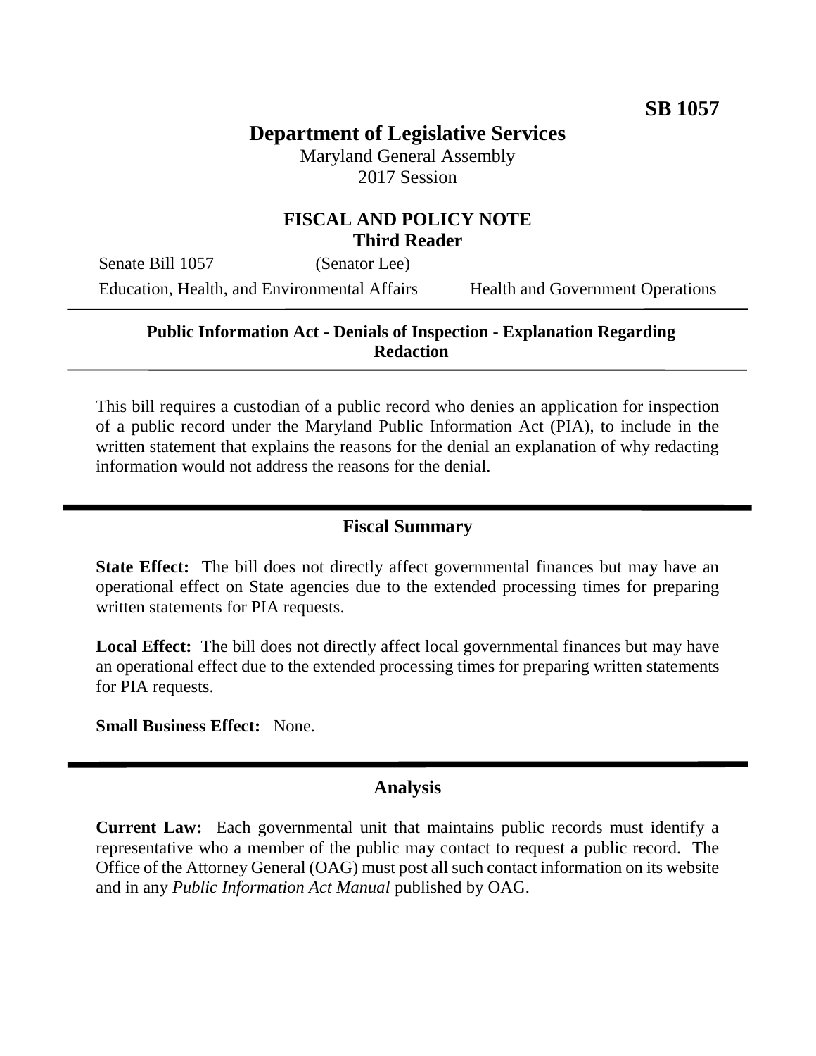**SB 1057**

# Department of Legislative Services

Maryland General Assembly
2017 Session

## FISCAL AND POLICY NOTE
### Third Reader

Senate Bill 1057 (Senator Lee)

Education, Health, and Environmental Affairs    Health and Government Operations

---

**Public Information Act - Denials of Inspection - Explanation Regarding Redaction**

---

This bill requires a custodian of a public record who denies an application for inspection of a public record under the Maryland Public Information Act (PIA), to include in the written statement that explains the reasons for the denial an explanation of why redacting information would not address the reasons for the denial.

## Fiscal Summary

**State Effect:** The bill does not directly affect governmental finances but may have an operational effect on State agencies due to the extended processing times for preparing written statements for PIA requests.

**Local Effect:** The bill does not directly affect local governmental finances but may have an operational effect due to the extended processing times for preparing written statements for PIA requests.

**Small Business Effect:** None.

## Analysis

**Current Law:** Each governmental unit that maintains public records must identify a representative who a member of the public may contact to request a public record. The Office of the Attorney General (OAG) must post all such contact information on its website and in any *Public Information Act Manual* published by OAG.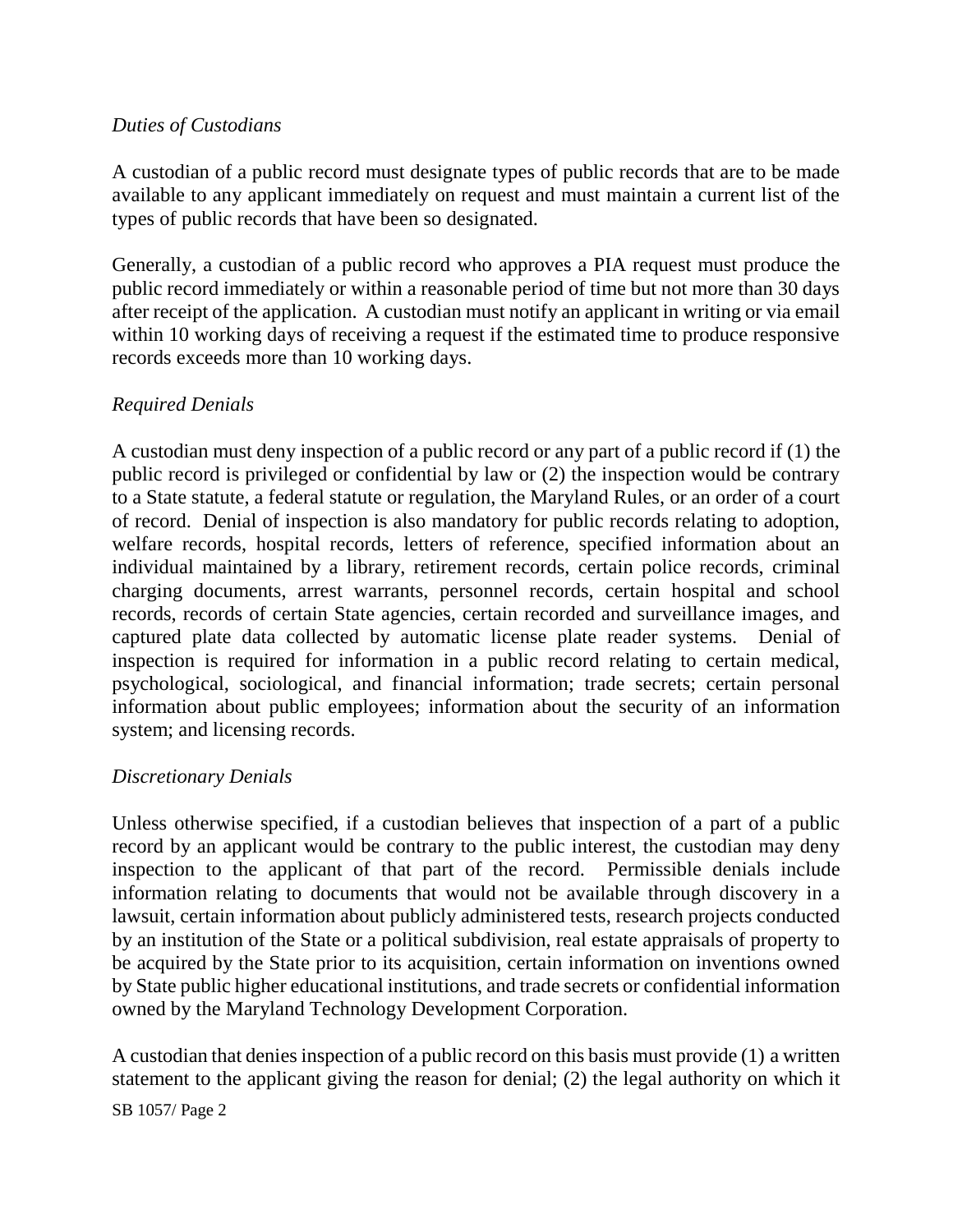*Duties of Custodians*

A custodian of a public record must designate types of public records that are to be made available to any applicant immediately on request and must maintain a current list of the types of public records that have been so designated.

Generally, a custodian of a public record who approves a PIA request must produce the public record immediately or within a reasonable period of time but not more than 30 days after receipt of the application. A custodian must notify an applicant in writing or via email within 10 working days of receiving a request if the estimated time to produce responsive records exceeds more than 10 working days.

*Required Denials*

A custodian must deny inspection of a public record or any part of a public record if (1) the public record is privileged or confidential by law or (2) the inspection would be contrary to a State statute, a federal statute or regulation, the Maryland Rules, or an order of a court of record. Denial of inspection is also mandatory for public records relating to adoption, welfare records, hospital records, letters of reference, specified information about an individual maintained by a library, retirement records, certain police records, criminal charging documents, arrest warrants, personnel records, certain hospital and school records, records of certain State agencies, certain recorded and surveillance images, and captured plate data collected by automatic license plate reader systems. Denial of inspection is required for information in a public record relating to certain medical, psychological, sociological, and financial information; trade secrets; certain personal information about public employees; information about the security of an information system; and licensing records.

*Discretionary Denials*

Unless otherwise specified, if a custodian believes that inspection of a part of a public record by an applicant would be contrary to the public interest, the custodian may deny inspection to the applicant of that part of the record. Permissible denials include information relating to documents that would not be available through discovery in a lawsuit, certain information about publicly administered tests, research projects conducted by an institution of the State or a political subdivision, real estate appraisals of property to be acquired by the State prior to its acquisition, certain information on inventions owned by State public higher educational institutions, and trade secrets or confidential information owned by the Maryland Technology Development Corporation.

A custodian that denies inspection of a public record on this basis must provide (1) a written statement to the applicant giving the reason for denial; (2) the legal authority on which it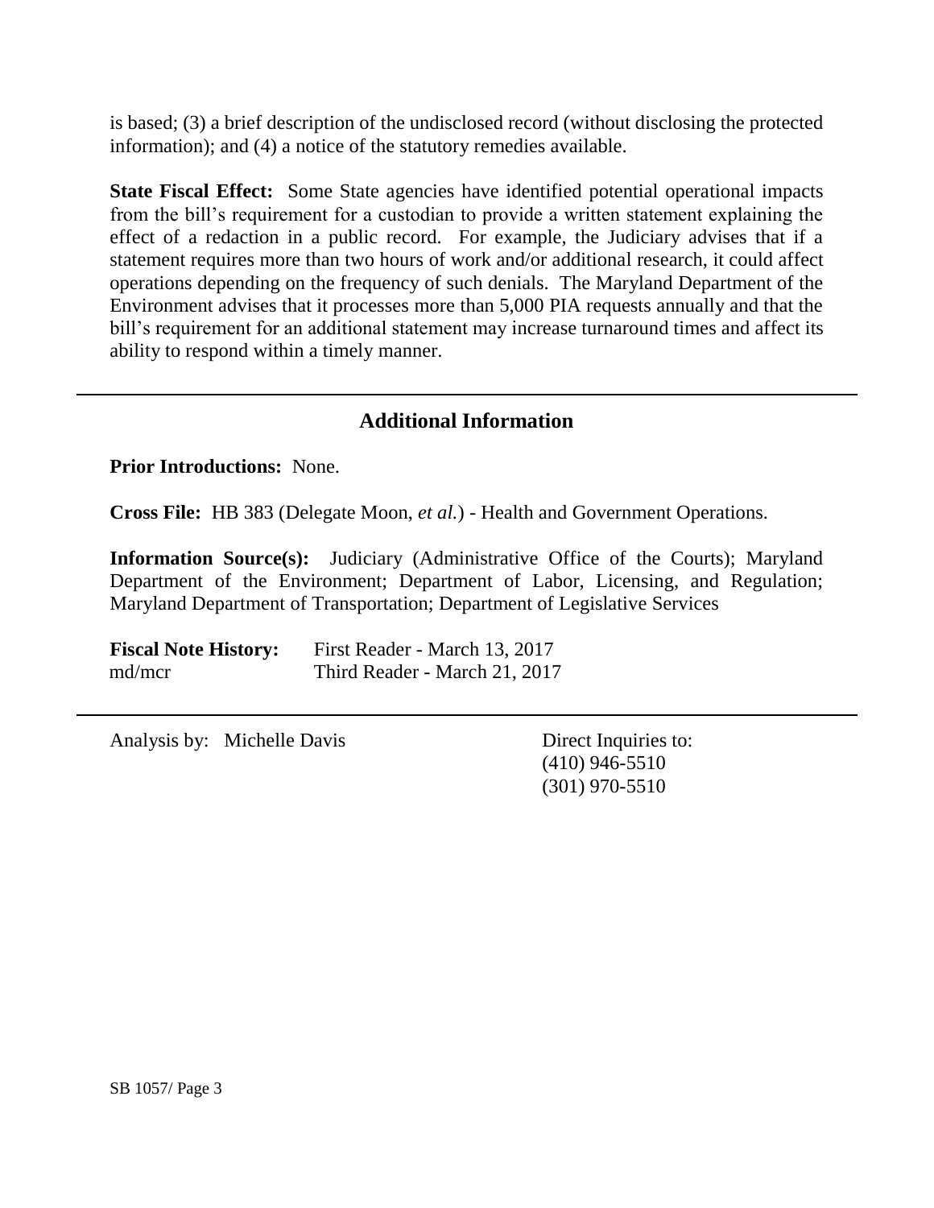is based; (3) a brief description of the undisclosed record (without disclosing the protected information); and (4) a notice of the statutory remedies available.

**State Fiscal Effect:** Some State agencies have identified potential operational impacts from the bill's requirement for a custodian to provide a written statement explaining the effect of a redaction in a public record. For example, the Judiciary advises that if a statement requires more than two hours of work and/or additional research, it could affect operations depending on the frequency of such denials. The Maryland Department of the Environment advises that it processes more than 5,000 PIA requests annually and that the bill's requirement for an additional statement may increase turnaround times and affect its ability to respond within a timely manner.

## Additional Information

**Prior Introductions:** None.

**Cross File:** HB 383 (Delegate Moon, *et al.*) - Health and Government Operations.

**Information Source(s):** Judiciary (Administrative Office of the Courts); Maryland Department of the Environment; Department of Labor, Licensing, and Regulation; Maryland Department of Transportation; Department of Legislative Services

**Fiscal Note History:** First Reader - March 13, 2017
md/mcr Third Reader - March 21, 2017

Analysis by: Michelle Davis

Direct Inquiries to:
(410) 946-5510
(301) 970-5510